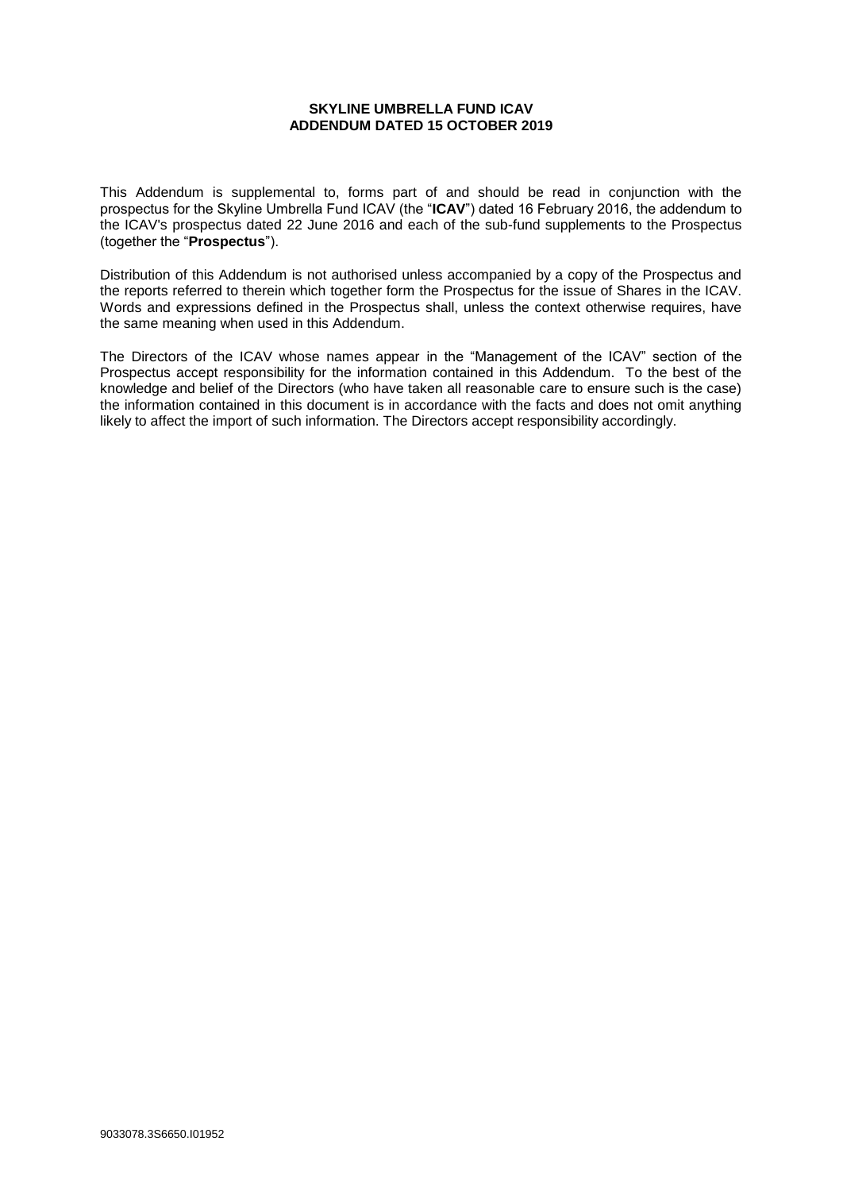**SKYLINE UMBRELLA FUND ICAV**
**ADDENDUM DATED 15 OCTOBER 2019**

This Addendum is supplemental to, forms part of and should be read in conjunction with the prospectus for the Skyline Umbrella Fund ICAV (the "**ICAV**") dated 16 February 2016, the addendum to the ICAV's prospectus dated 22 June 2016 and each of the sub-fund supplements to the Prospectus (together the "**Prospectus**").

Distribution of this Addendum is not authorised unless accompanied by a copy of the Prospectus and the reports referred to therein which together form the Prospectus for the issue of Shares in the ICAV. Words and expressions defined in the Prospectus shall, unless the context otherwise requires, have the same meaning when used in this Addendum.

The Directors of the ICAV whose names appear in the "Management of the ICAV" section of the Prospectus accept responsibility for the information contained in this Addendum. To the best of the knowledge and belief of the Directors (who have taken all reasonable care to ensure such is the case) the information contained in this document is in accordance with the facts and does not omit anything likely to affect the import of such information. The Directors accept responsibility accordingly.

9033078.3S6650.I01952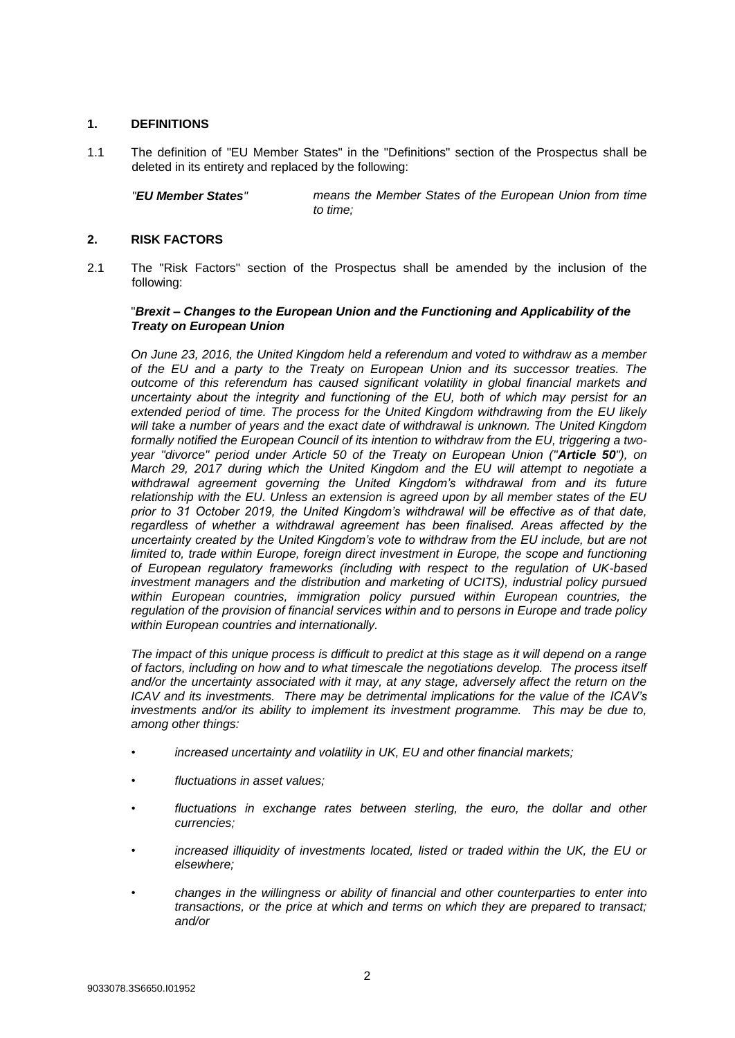## 1. DEFINITIONS

1.1 The definition of "EU Member States" in the "Definitions" section of the Prospectus shall be deleted in its entirety and replaced by the following:

*"**EU Member States**"* *means the Member States of the European Union from time to time;*

## 2. RISK FACTORS

2.1 The "Risk Factors" section of the Prospectus shall be amended by the inclusion of the following:

"***Brexit – Changes to the European Union and the Functioning and Applicability of the Treaty on European Union***

*On June 23, 2016, the United Kingdom held a referendum and voted to withdraw as a member of the EU and a party to the Treaty on European Union and its successor treaties. The outcome of this referendum has caused significant volatility in global financial markets and uncertainty about the integrity and functioning of the EU, both of which may persist for an extended period of time. The process for the United Kingdom withdrawing from the EU likely will take a number of years and the exact date of withdrawal is unknown. The United Kingdom formally notified the European Council of its intention to withdraw from the EU, triggering a two-year "divorce" period under Article 50 of the Treaty on European Union ("**Article 50**"), on March 29, 2017 during which the United Kingdom and the EU will attempt to negotiate a withdrawal agreement governing the United Kingdom's withdrawal from and its future relationship with the EU. Unless an extension is agreed upon by all member states of the EU prior to 31 October 2019, the United Kingdom's withdrawal will be effective as of that date, regardless of whether a withdrawal agreement has been finalised. Areas affected by the uncertainty created by the United Kingdom's vote to withdraw from the EU include, but are not limited to, trade within Europe, foreign direct investment in Europe, the scope and functioning of European regulatory frameworks (including with respect to the regulation of UK-based investment managers and the distribution and marketing of UCITS), industrial policy pursued within European countries, immigration policy pursued within European countries, the regulation of the provision of financial services within and to persons in Europe and trade policy within European countries and internationally.*

*The impact of this unique process is difficult to predict at this stage as it will depend on a range of factors, including on how and to what timescale the negotiations develop. The process itself and/or the uncertainty associated with it may, at any stage, adversely affect the return on the ICAV and its investments. There may be detrimental implications for the value of the ICAV's investments and/or its ability to implement its investment programme. This may be due to, among other things:*

- *increased uncertainty and volatility in UK, EU and other financial markets;*
- *fluctuations in asset values;*
- *fluctuations in exchange rates between sterling, the euro, the dollar and other currencies;*
- *increased illiquidity of investments located, listed or traded within the UK, the EU or elsewhere;*
- *changes in the willingness or ability of financial and other counterparties to enter into transactions, or the price at which and terms on which they are prepared to transact; and/or*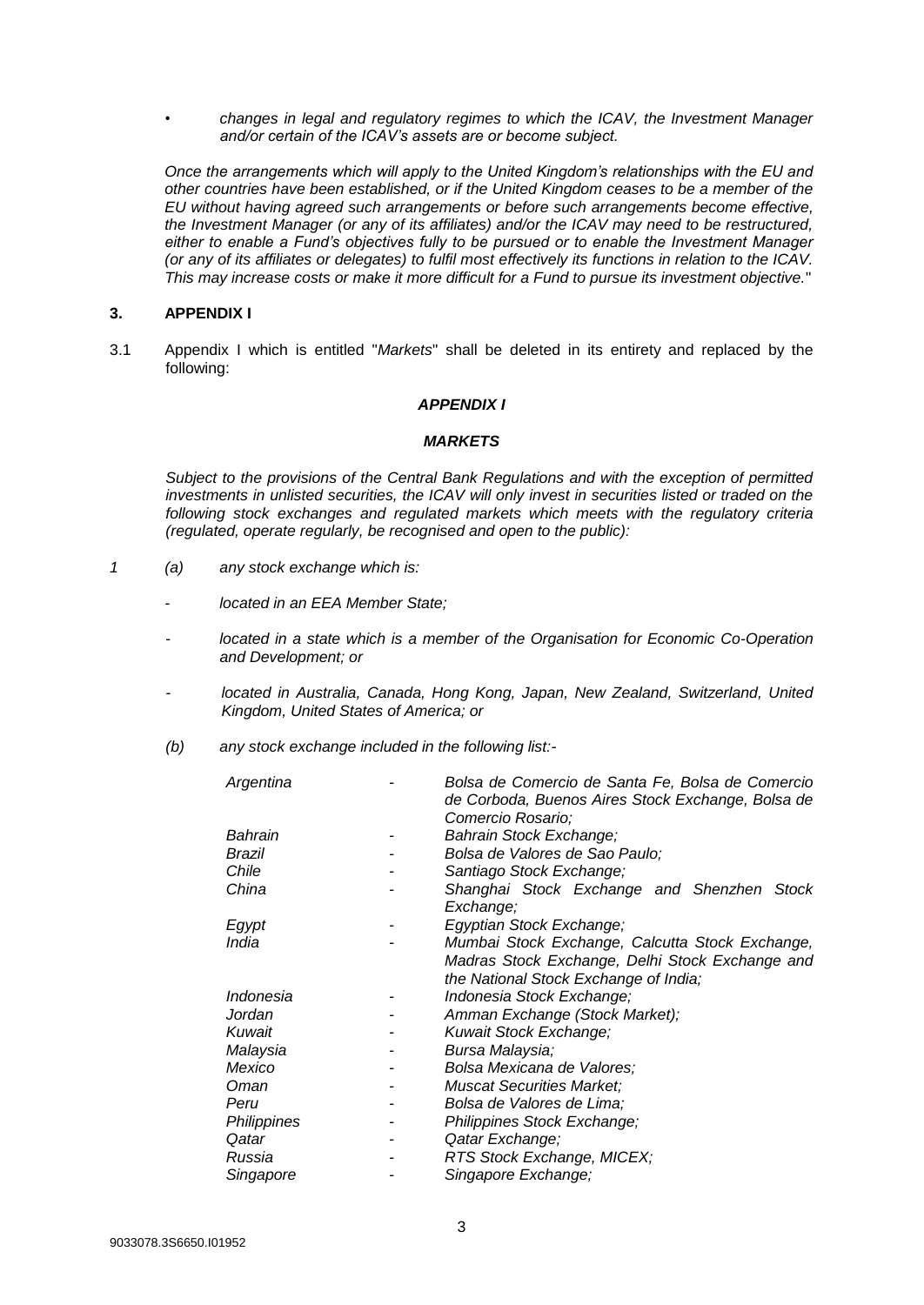- *changes in legal and regulatory regimes to which the ICAV, the Investment Manager and/or certain of the ICAV's assets are or become subject.*

*Once the arrangements which will apply to the United Kingdom's relationships with the EU and other countries have been established, or if the United Kingdom ceases to be a member of the EU without having agreed such arrangements or before such arrangements become effective, the Investment Manager (or any of its affiliates) and/or the ICAV may need to be restructured, either to enable a Fund's objectives fully to be pursued or to enable the Investment Manager (or any of its affiliates or delegates) to fulfil most effectively its functions in relation to the ICAV. This may increase costs or make it more difficult for a Fund to pursue its investment objective.*"

## 3. APPENDIX I

3.1 Appendix I which is entitled "*Markets*" shall be deleted in its entirety and replaced by the following:

***APPENDIX I***

***MARKETS***

*Subject to the provisions of the Central Bank Regulations and with the exception of permitted investments in unlisted securities, the ICAV will only invest in securities listed or traded on the following stock exchanges and regulated markets which meets with the regulatory criteria (regulated, operate regularly, be recognised and open to the public):*

*1* *(a)* *any stock exchange which is:*

- *located in an EEA Member State;*
- *located in a state which is a member of the Organisation for Economic Co-Operation and Development; or*
- *located in Australia, Canada, Hong Kong, Japan, New Zealand, Switzerland, United Kingdom, United States of America; or*

*(b)* *any stock exchange included in the following list:-*

| | | |
|---|---|---|
| *Argentina* | - | *Bolsa de Comercio de Santa Fe, Bolsa de Comercio de Corboda, Buenos Aires Stock Exchange, Bolsa de Comercio Rosario;* |
| *Bahrain* | - | *Bahrain Stock Exchange;* |
| *Brazil* | - | *Bolsa de Valores de Sao Paulo;* |
| *Chile* | - | *Santiago Stock Exchange;* |
| *China* | - | *Shanghai Stock Exchange and Shenzhen Stock Exchange;* |
| *Egypt* | - | *Egyptian Stock Exchange;* |
| *India* | - | *Mumbai Stock Exchange, Calcutta Stock Exchange, Madras Stock Exchange, Delhi Stock Exchange and the National Stock Exchange of India;* |
| *Indonesia* | - | *Indonesia Stock Exchange;* |
| *Jordan* | - | *Amman Exchange (Stock Market);* |
| *Kuwait* | - | *Kuwait Stock Exchange;* |
| *Malaysia* | - | *Bursa Malaysia;* |
| *Mexico* | - | *Bolsa Mexicana de Valores;* |
| *Oman* | - | *Muscat Securities Market;* |
| *Peru* | - | *Bolsa de Valores de Lima;* |
| *Philippines* | - | *Philippines Stock Exchange;* |
| *Qatar* | - | *Qatar Exchange;* |
| *Russia* | - | *RTS Stock Exchange, MICEX;* |
| *Singapore* | - | *Singapore Exchange;* |

9033078.3S6650.I01952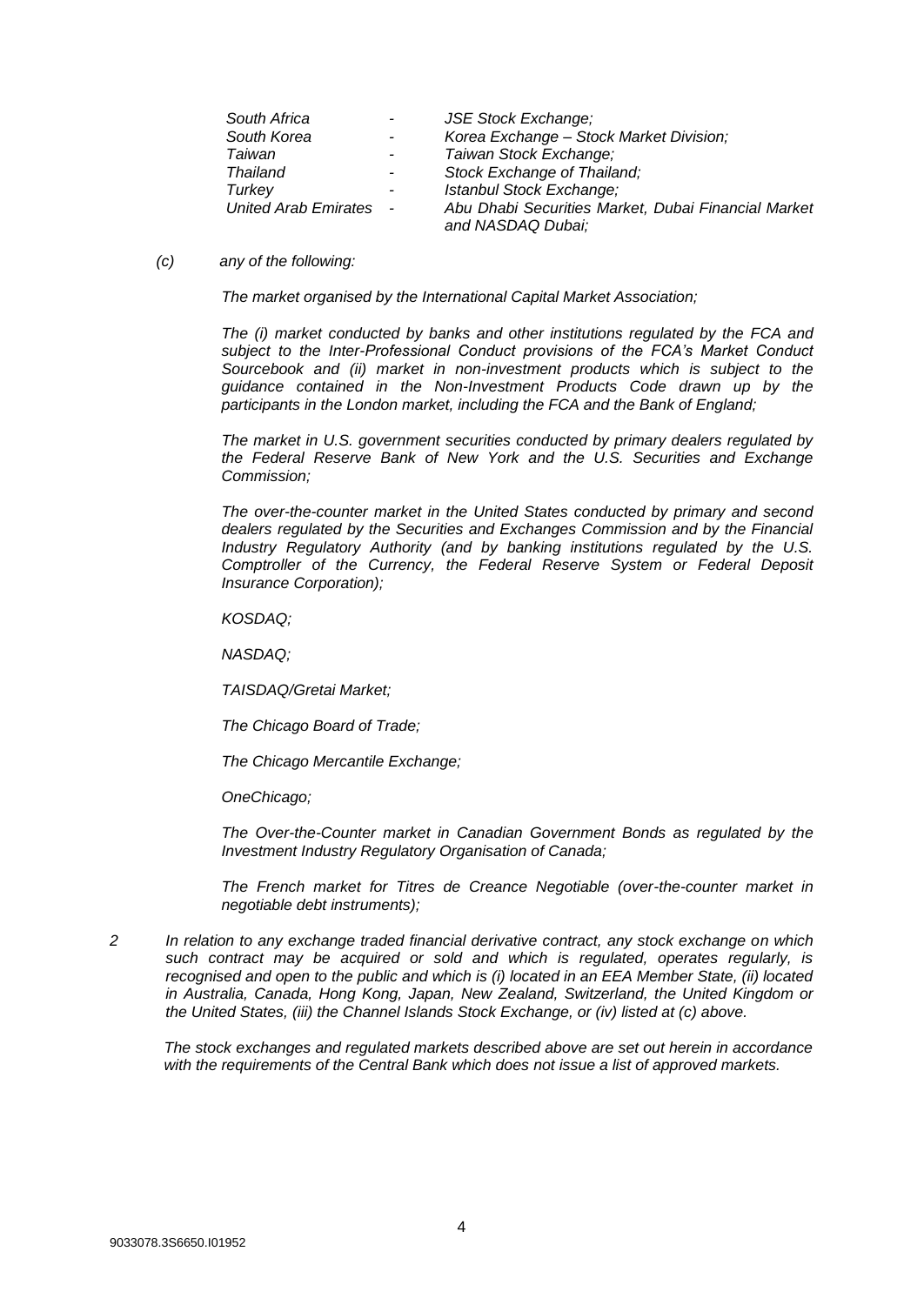| | | |
|---|---|---|
| *South Africa* | - | *JSE Stock Exchange;* |
| *South Korea* | - | *Korea Exchange – Stock Market Division;* |
| *Taiwan* | - | *Taiwan Stock Exchange;* |
| *Thailand* | - | *Stock Exchange of Thailand;* |
| *Turkey* | - | *Istanbul Stock Exchange;* |
| *United Arab Emirates* | - | *Abu Dhabi Securities Market, Dubai Financial Market and NASDAQ Dubai;* |

*(c) any of the following:*

*The market organised by the International Capital Market Association;*

*The (i) market conducted by banks and other institutions regulated by the FCA and subject to the Inter-Professional Conduct provisions of the FCA's Market Conduct Sourcebook and (ii) market in non-investment products which is subject to the guidance contained in the Non-Investment Products Code drawn up by the participants in the London market, including the FCA and the Bank of England;*

*The market in U.S. government securities conducted by primary dealers regulated by the Federal Reserve Bank of New York and the U.S. Securities and Exchange Commission;*

*The over-the-counter market in the United States conducted by primary and second dealers regulated by the Securities and Exchanges Commission and by the Financial Industry Regulatory Authority (and by banking institutions regulated by the U.S. Comptroller of the Currency, the Federal Reserve System or Federal Deposit Insurance Corporation);*

*KOSDAQ;*

*NASDAQ;*

*TAISDAQ/Gretai Market;*

*The Chicago Board of Trade;*

*The Chicago Mercantile Exchange;*

*OneChicago;*

*The Over-the-Counter market in Canadian Government Bonds as regulated by the Investment Industry Regulatory Organisation of Canada;*

*The French market for Titres de Creance Negotiable (over-the-counter market in negotiable debt instruments);*

*2 In relation to any exchange traded financial derivative contract, any stock exchange on which such contract may be acquired or sold and which is regulated, operates regularly, is recognised and open to the public and which is (i) located in an EEA Member State, (ii) located in Australia, Canada, Hong Kong, Japan, New Zealand, Switzerland, the United Kingdom or the United States, (iii) the Channel Islands Stock Exchange, or (iv) listed at (c) above.*

*The stock exchanges and regulated markets described above are set out herein in accordance with the requirements of the Central Bank which does not issue a list of approved markets.*